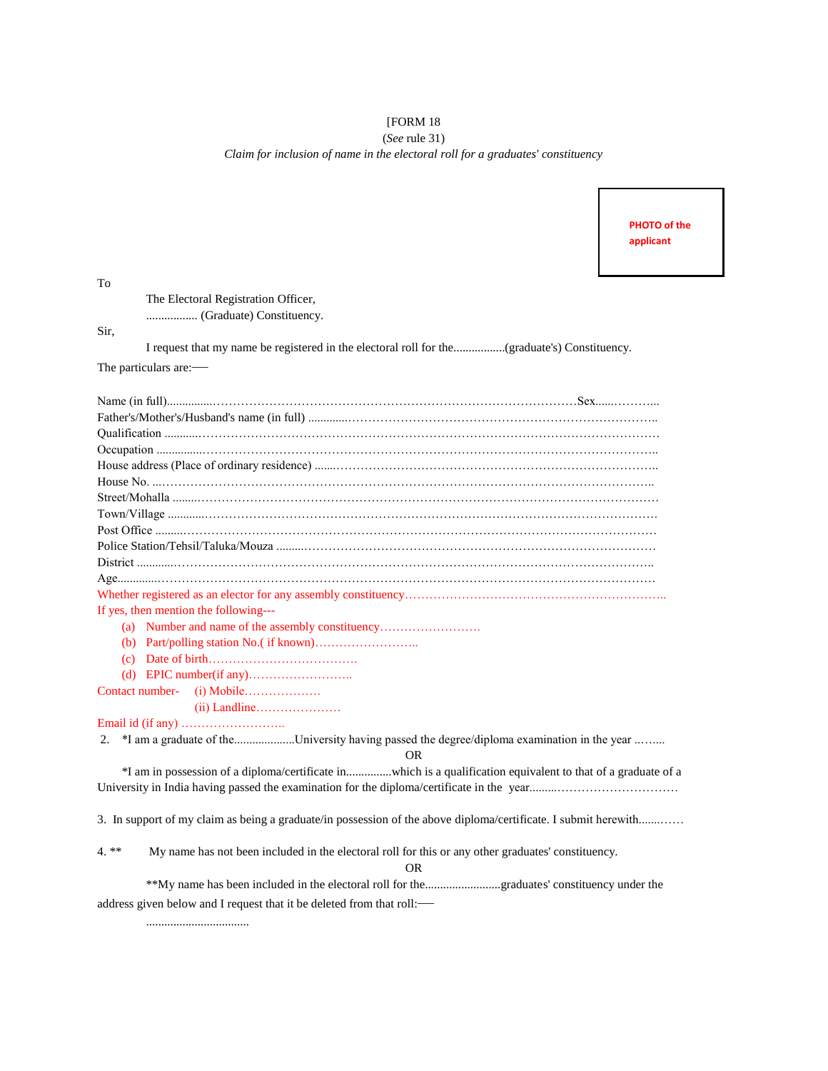[FORM 18

(*See* rule 31)

*Claim for inclusion of name in the electoral roll for a graduates' constituency*

PHOTO of the applicant

To

The Electoral Registration Officer,
................. (Graduate) Constituency.

Sir,

I request that my name be registered in the electoral roll for the.................(graduate's) Constituency.

The particulars are:—

Name (in full)................................................................................................Sex......................

Father's/Mother's/Husband's name (in full) ..........................................................................

Qualification ..........................................................................................................................

Occupation ............................................................................................................................

House address (Place of ordinary residence) ........................................................................

House No. ..............................................................................................................................

Street/Mohalla .......................................................................................................................

Town/Village .........................................................................................................................

Post Office .............................................................................................................................

Police Station/Tehsil/Taluka/Mouza .......................................................................................

District ....................................................................................................................................

Age..........................................................................................................................................

Whether registered as an elector for any assembly constituency..............................................................

If yes, then mention the following---

(a) Number and name of the assembly constituency.........................

(b) Part/polling station No.( if known).........................

(c) Date of birth...................................

(d) EPIC number(if any).........................

Contact number- (i) Mobile..................

(ii) Landline....................

Email id (if any) .........................

2. *I am a graduate of the....................University having passed the degree/diploma examination in the year .........

OR

*I am in possession of a diploma/certificate in...............which is a qualification equivalent to that of a graduate of a University in India having passed the examination for the diploma/certificate in the year...........................................

3. In support of my claim as being a graduate/in possession of the above diploma/certificate. I submit herewith..............

4. ** My name has not been included in the electoral roll for this or any other graduates' constituency.

OR

**My name has been included in the electoral roll for the.........................graduates' constituency under the address given below and I request that it be deleted from that roll:—

..................................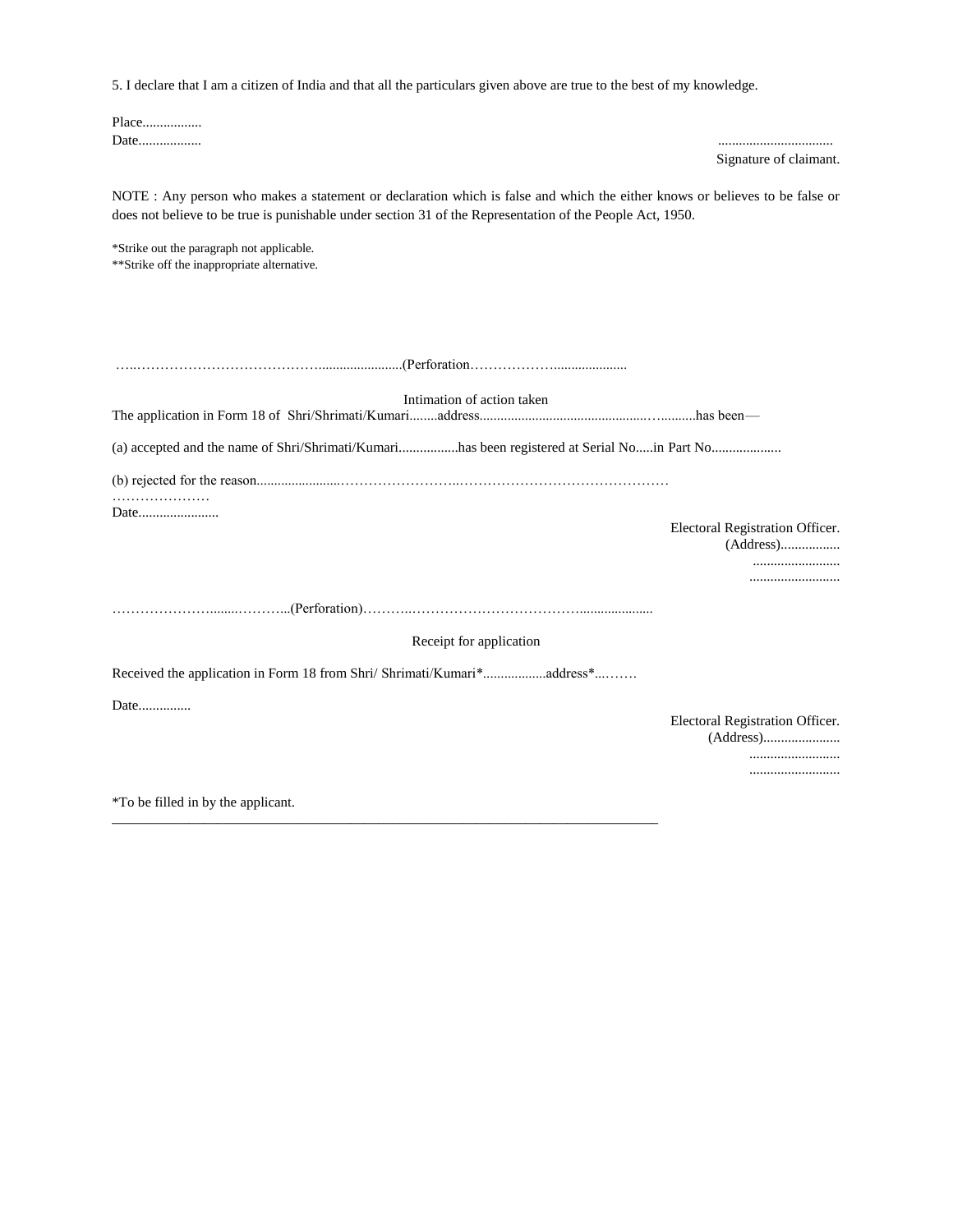5. I declare that I am a citizen of India and that all the particulars given above are true to the best of my knowledge.

Place.................

Date..................

.................................

Signature of claimant.

NOTE : Any person who makes a statement or declaration which is false and which the either knows or believes to be false or does not believe to be true is punishable under section 31 of the Representation of the People Act, 1950.

*Strike out the paragraph not applicable.

**Strike off the inappropriate alternative.

…..……………………………………........................(Perforation)………………….....................

Intimation of action taken

The application in Form 18 of Shri/Shrimati/Kumari........address...............................................…..........has been—

(a) accepted and the name of Shri/Shrimati/Kumari.................has been registered at Serial No.....in Part No....................

(b) rejected for the reason.......................……………………..………………………………………… …………………

Date.......................

Electoral Registration Officer.

(Address).................

.........................

..........................

…………………........…………..(Perforation)………..…………………………………......................

Receipt for application

Received the application in Form 18 from Shri/ Shrimati/Kumari*..................address*..………

Date...............

Electoral Registration Officer.

(Address)......................

..........................

..........................

*To be filled in by the applicant.